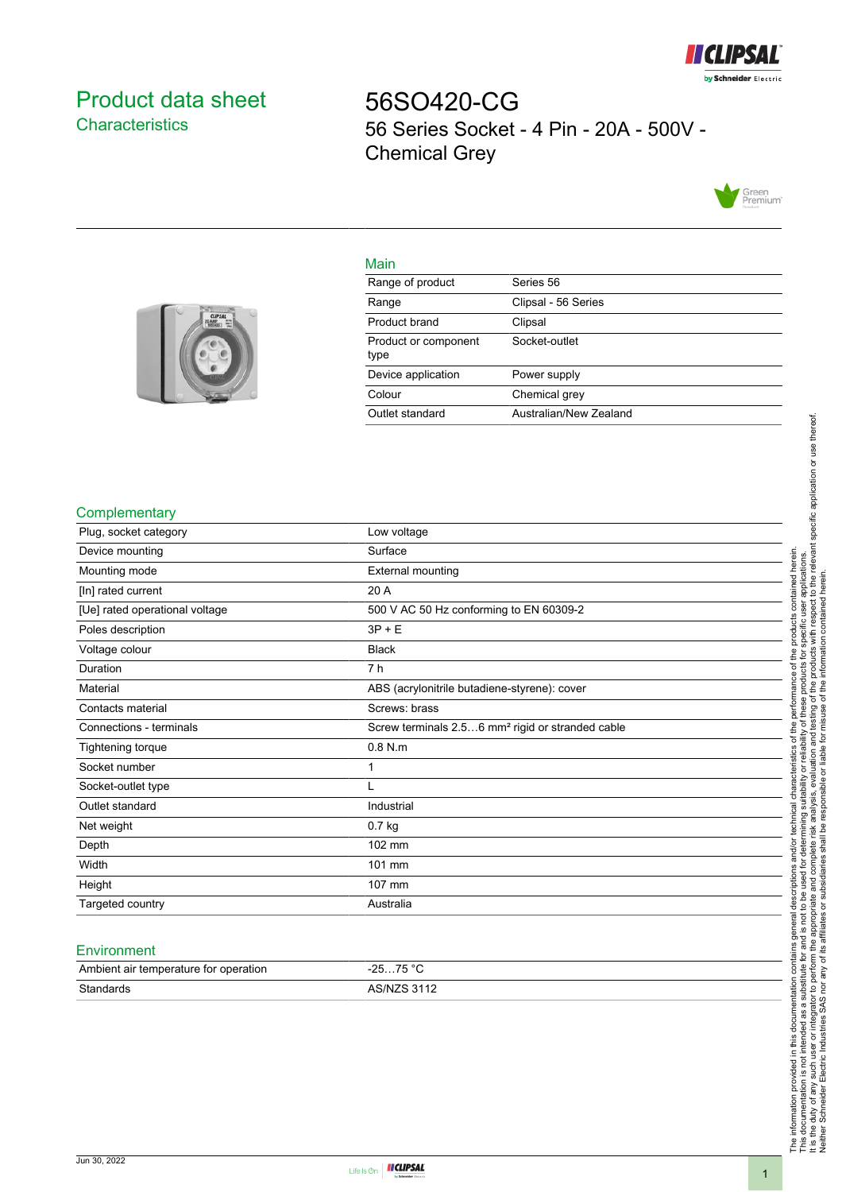# Product data sheet

## Characteristics

# 56SO420-CG

56 Series Socket - 4 Pin - 20A - 500V - Chemical Grey

## Main

| | |
|---|---|
| Range of product | Series 56 |
| Range | Clipsal - 56 Series |
| Product brand | Clipsal |
| Product or component type | Socket-outlet |
| Device application | Power supply |
| Colour | Chemical grey |
| Outlet standard | Australian/New Zealand |

## Complementary

| | |
|---|---|
| Plug, socket category | Low voltage |
| Device mounting | Surface |
| Mounting mode | External mounting |
| [In] rated current | 20 A |
| [Ue] rated operational voltage | 500 V AC 50 Hz conforming to EN 60309-2 |
| Poles description | 3P + E |
| Voltage colour | Black |
| Duration | 7 h |
| Material | ABS (acrylonitrile butadiene-styrene): cover |
| Contacts material | Screws: brass |
| Connections - terminals | Screw terminals 2.5…6 mm² rigid or stranded cable |
| Tightening torque | 0.8 N.m |
| Socket number | 1 |
| Socket-outlet type | L |
| Outlet standard | Industrial |
| Net weight | 0.7 kg |
| Depth | 102 mm |
| Width | 101 mm |
| Height | 107 mm |
| Targeted country | Australia |

## Environment

| | |
|---|---|
| Ambient air temperature for operation | -25…75 °C |
| Standards | AS/NZS 3112 |

The information provided in this documentation contains general descriptions and/or technical characteristics of the performance of the products contained herein. This documentation is not intended as a substitute for and is not to be used for determining suitability or reliability of these products for specific user applications. It is the duty of any such user or integrator to perform the appropriate and complete risk analysis, evaluation and testing of the products with respect to the relevant specific application or use thereof. Neither Schneider Electric Industries SAS nor any of its affiliates or subsidiaries shall be responsible or liable for misuse of the information contained herein.

Jun 30, 2022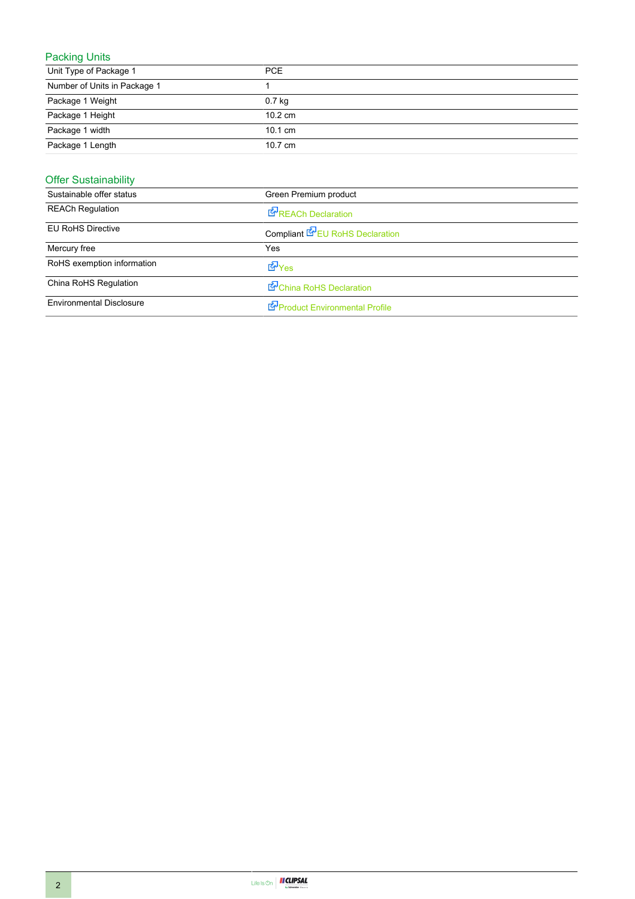## Packing Units

| | |
|---|---|
| Unit Type of Package 1 | PCE |
| Number of Units in Package 1 | 1 |
| Package 1 Weight | 0.7 kg |
| Package 1 Height | 10.2 cm |
| Package 1 width | 10.1 cm |
| Package 1 Length | 10.7 cm |

## Offer Sustainability

| | |
|---|---|
| Sustainable offer status | Green Premium product |
| REACh Regulation | REACh Declaration |
| EU RoHS Directive | Compliant EU RoHS Declaration |
| Mercury free | Yes |
| RoHS exemption information | Yes |
| China RoHS Regulation | China RoHS Declaration |
| Environmental Disclosure | Product Environmental Profile |